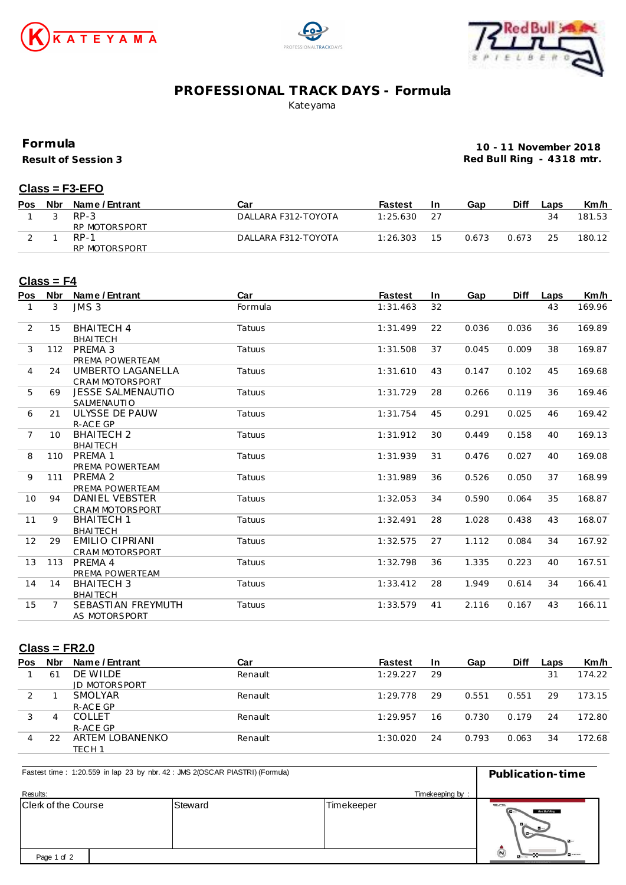KATEYAMA

PROFESSIONALTRACKDAYS

Red Bull Ring SPIELBERG

# PROFESSIONAL TRACK DAYS - Formula

Kateyama

## Formula

**Result of Session 3**

**10 - 11 November 2018**
**Red Bull Ring - 4318 mtr.**

### Class = F3-EFO

| Pos | Nbr | Name / Entrant | Car | Fastest | In | Gap | Diff | Laps | Km/h |
|---|---|---|---|---|---|---|---|---|---|
| 1 | 3 | RP-3<br>RP MOTORSPORT | DALLARA F312-TOYOTA | 1:25.630 | 27 | | | 34 | 181.53 |
| 2 | 1 | RP-1<br>RP MOTORSPORT | DALLARA F312-TOYOTA | 1:26.303 | 15 | 0.673 | 0.673 | 25 | 180.12 |

### Class = F4

| Pos | Nbr | Name / Entrant | Car | Fastest | In | Gap | Diff | Laps | Km/h |
|---|---|---|---|---|---|---|---|---|---|
| 1 | 3 | JMS 3 | Formula | 1:31.463 | 32 | | | 43 | 169.96 |
| 2 | 15 | BHAITECH 4<br>BHAITECH | Tatuus | 1:31.499 | 22 | 0.036 | 0.036 | 36 | 169.89 |
| 3 | 112 | PREMA 3<br>PREMA POWERTEAM | Tatuus | 1:31.508 | 37 | 0.045 | 0.009 | 38 | 169.87 |
| 4 | 24 | UMBERTO LAGANELLA<br>CRAM MOTORSPORT | Tatuus | 1:31.610 | 43 | 0.147 | 0.102 | 45 | 169.68 |
| 5 | 69 | JESSE SALMENAUTIO<br>SALMENAUTIO | Tatuus | 1:31.729 | 28 | 0.266 | 0.119 | 36 | 169.46 |
| 6 | 21 | ULYSSE DE PAUW<br>R-ACE GP | Tatuus | 1:31.754 | 45 | 0.291 | 0.025 | 46 | 169.42 |
| 7 | 10 | BHAITECH 2<br>BHAITECH | Tatuus | 1:31.912 | 30 | 0.449 | 0.158 | 40 | 169.13 |
| 8 | 110 | PREMA 1<br>PREMA POWERTEAM | Tatuus | 1:31.939 | 31 | 0.476 | 0.027 | 40 | 169.08 |
| 9 | 111 | PREMA 2<br>PREMA POWERTEAM | Tatuus | 1:31.989 | 36 | 0.526 | 0.050 | 37 | 168.99 |
| 10 | 94 | DANIEL VEBSTER<br>CRAM MOTORSPORT | Tatuus | 1:32.053 | 34 | 0.590 | 0.064 | 35 | 168.87 |
| 11 | 9 | BHAITECH 1<br>BHAITECH | Tatuus | 1:32.491 | 28 | 1.028 | 0.438 | 43 | 168.07 |
| 12 | 29 | EMILIO CIPRIANI<br>CRAM MOTORSPORT | Tatuus | 1:32.575 | 27 | 1.112 | 0.084 | 34 | 167.92 |
| 13 | 113 | PREMA 4<br>PREMA POWERTEAM | Tatuus | 1:32.798 | 36 | 1.335 | 0.223 | 40 | 167.51 |
| 14 | 14 | BHAITECH 3<br>BHAITECH | Tatuus | 1:33.412 | 28 | 1.949 | 0.614 | 34 | 166.41 |
| 15 | 7 | SEBASTIAN FREYMUTH<br>AS MOTORSPORT | Tatuus | 1:33.579 | 41 | 2.116 | 0.167 | 43 | 166.11 |

### Class = FR2.0

| Pos | Nbr | Name / Entrant | Car | Fastest | In | Gap | Diff | Laps | Km/h |
|---|---|---|---|---|---|---|---|---|---|
| 1 | 61 | DE WILDE<br>JD MOTORSPORT | Renault | 1:29.227 | 29 | | | 31 | 174.22 |
| 2 | 1 | SMOLYAR<br>R-ACE GP | Renault | 1:29.778 | 29 | 0.551 | 0.551 | 29 | 173.15 |
| 3 | 4 | COLLET<br>R-ACE GP | Renault | 1:29.957 | 16 | 0.730 | 0.179 | 24 | 172.80 |
| 4 | 22 | ARTEM LOBANENKO<br>TECH 1 | Renault | 1:30.020 | 24 | 0.793 | 0.063 | 34 | 172.68 |

Fastest time : 1:20.559 in lap 23 by nbr. 42 : JMS 2(OSCAR PIASTRI) (Formula)

**Publication-time**

Results: Timekeeping by :

| Clerk of the Course | Steward | Timekeeper |
|---|---|---|
| | | |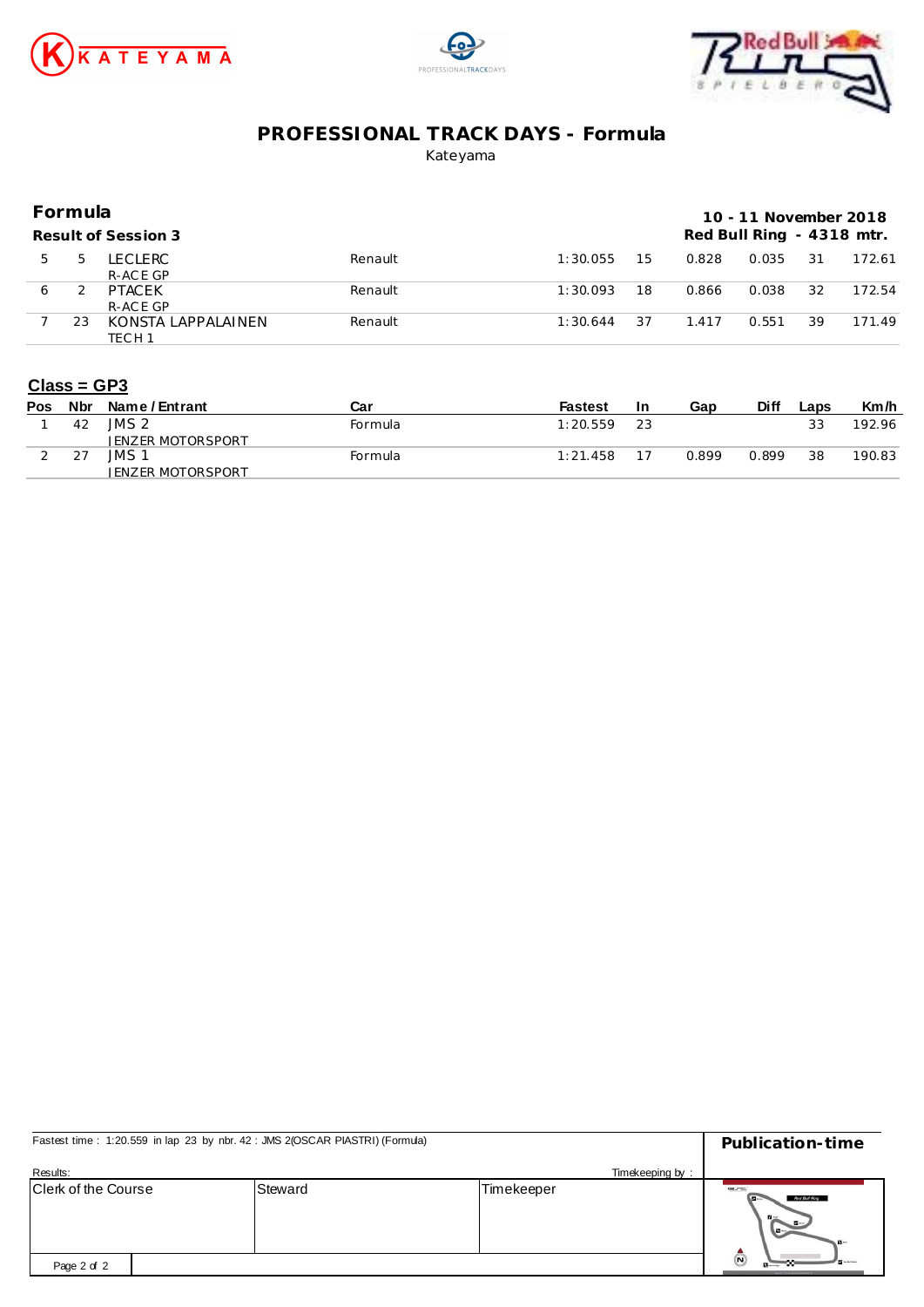# PROFESSIONAL TRACK DAYS - Formula

Kateyama

## Formula

**Result of Session 3**

**10 - 11 November 2018**
**Red Bull Ring - 4318 mtr.**

| Pos | Nbr | Name / Entrant | Car | Fastest | In | Gap | Diff | Laps | Km/h |
|---|---|---|---|---|---|---|---|---|---|
| 5 | 5 | LECLERC<br>R-ACE GP | Renault | 1:30.055 | 15 | 0.828 | 0.035 | 31 | 172.61 |
| 6 | 2 | PTACEK<br>R-ACE GP | Renault | 1:30.093 | 18 | 0.866 | 0.038 | 32 | 172.54 |
| 7 | 23 | KONSTA LAPPALAINEN<br>TECH 1 | Renault | 1:30.644 | 37 | 1.417 | 0.551 | 39 | 171.49 |

### Class = GP3

| Pos | Nbr | Name / Entrant | Car | Fastest | In | Gap | Diff | Laps | Km/h |
|---|---|---|---|---|---|---|---|---|---|
| 1 | 42 | JMS 2<br>JENZER MOTORSPORT | Formula | 1:20.559 | 23 | | | 33 | 192.96 |
| 2 | 27 | JMS 1<br>JENZER MOTORSPORT | Formula | 1:21.458 | 17 | 0.899 | 0.899 | 38 | 190.83 |

Fastest time : 1:20.559 in lap 23 by nbr. 42 : JMS 2(OSCAR PIASTRI) (Formula)

**Publication-time**

Results:

Timekeeping by :

| Clerk of the Course | Steward | Timekeeper |
|---|---|---|
| | | |